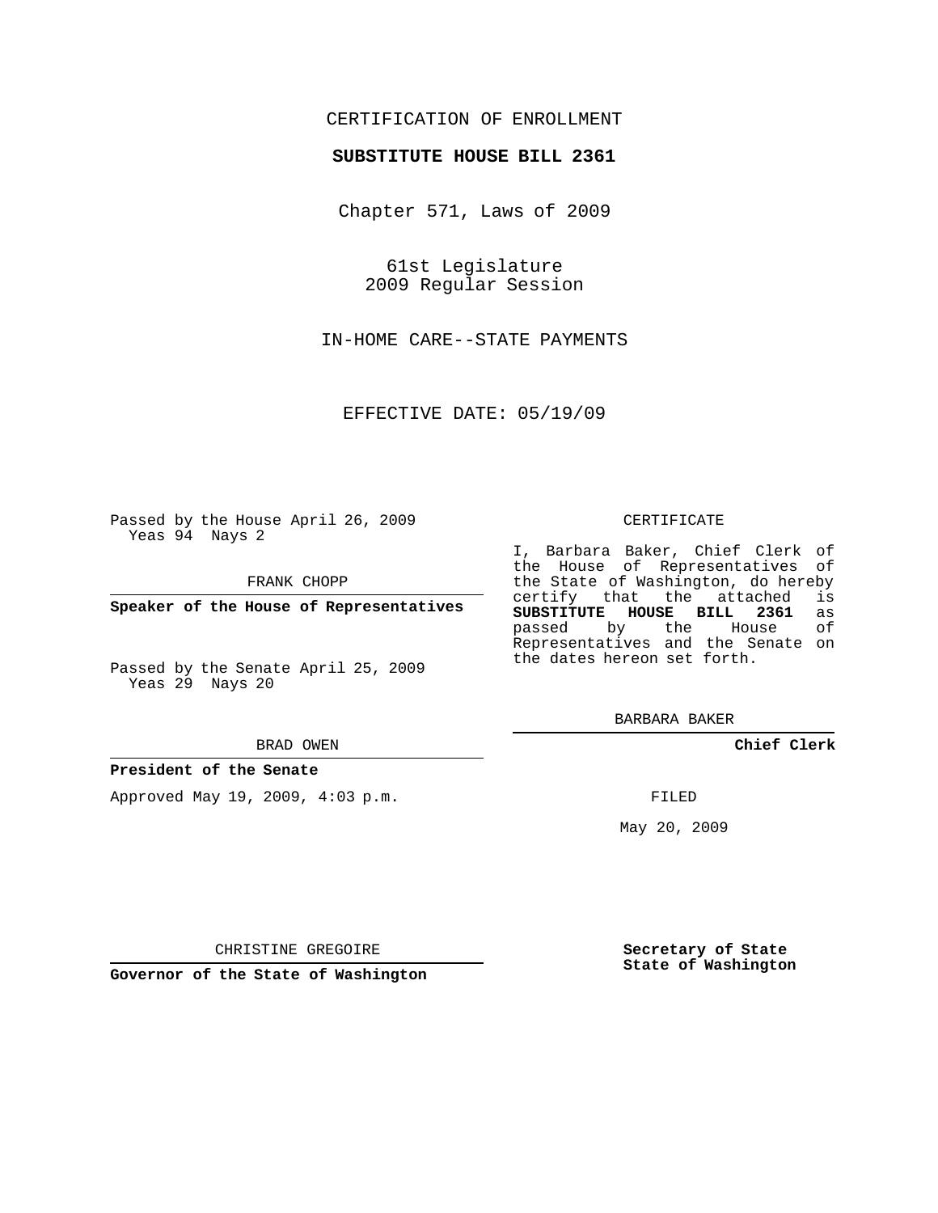CERTIFICATION OF ENROLLMENT

**SUBSTITUTE HOUSE BILL 2361**

Chapter 571, Laws of 2009

61st Legislature
2009 Regular Session

IN-HOME CARE--STATE PAYMENTS

EFFECTIVE DATE: 05/19/09

Passed by the House April 26, 2009
Yeas 94 Nays 2

FRANK CHOPP

**Speaker of the House of Representatives**

Passed by the Senate April 25, 2009
Yeas 29 Nays 20

BRAD OWEN

**President of the Senate**

Approved May 19, 2009, 4:03 p.m.

CHRISTINE GREGOIRE

**Governor of the State of Washington**

CERTIFICATE

I, Barbara Baker, Chief Clerk of the House of Representatives of the State of Washington, do hereby certify that the attached is **SUBSTITUTE HOUSE BILL 2361** as passed by the House of Representatives and the Senate on the dates hereon set forth.

BARBARA BAKER

**Chief Clerk**

FILED

May 20, 2009

**Secretary of State**
**State of Washington**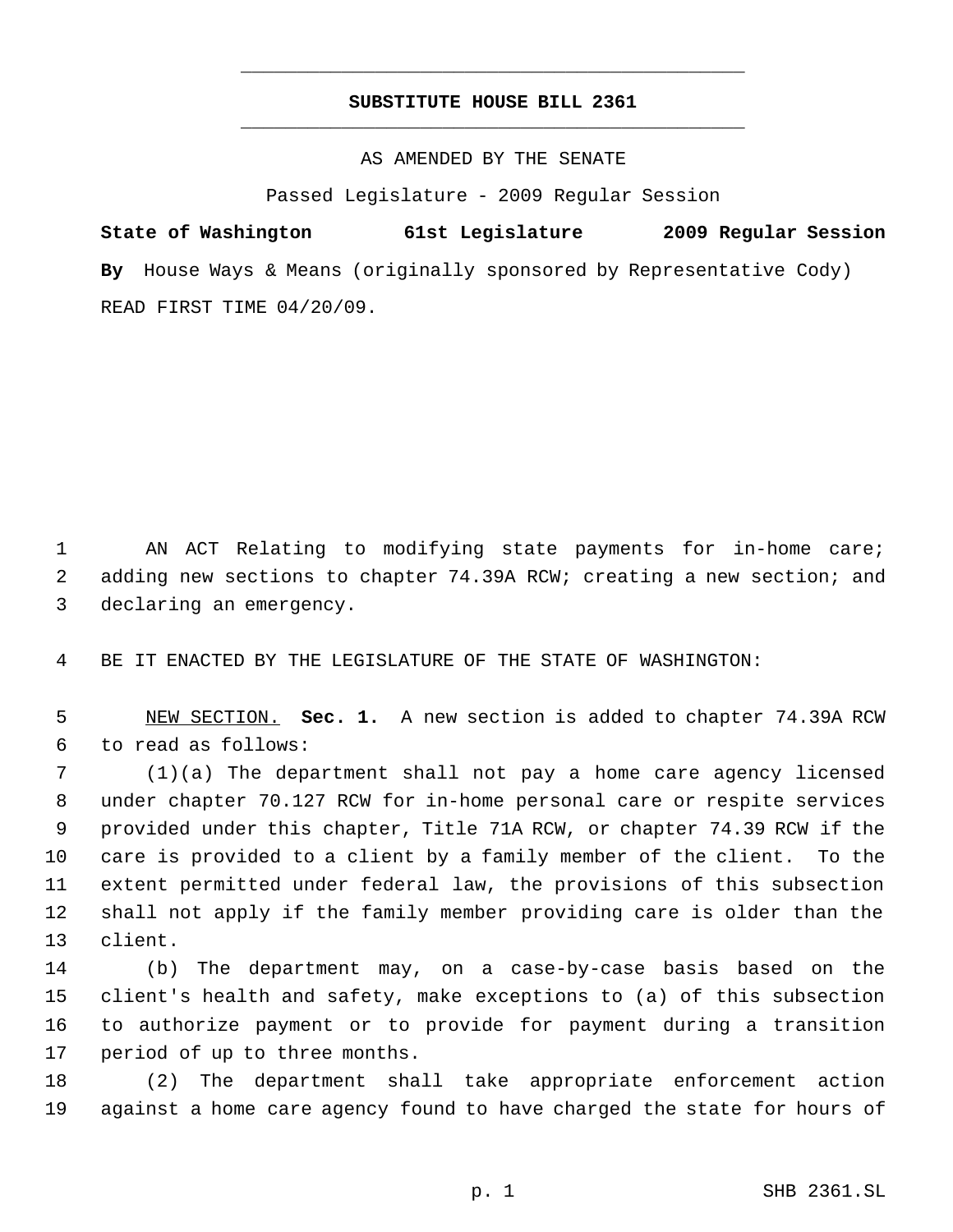# SUBSTITUTE HOUSE BILL 2361

AS AMENDED BY THE SENATE

Passed Legislature - 2009 Regular Session

**State of Washington 61st Legislature 2009 Regular Session**

**By** House Ways & Means (originally sponsored by Representative Cody)

READ FIRST TIME 04/20/09.

AN ACT Relating to modifying state payments for in-home care; adding new sections to chapter 74.39A RCW; creating a new section; and declaring an emergency.

BE IT ENACTED BY THE LEGISLATURE OF THE STATE OF WASHINGTON:

NEW SECTION. **Sec. 1.** A new section is added to chapter 74.39A RCW to read as follows:

(1)(a) The department shall not pay a home care agency licensed under chapter 70.127 RCW for in-home personal care or respite services provided under this chapter, Title 71A RCW, or chapter 74.39 RCW if the care is provided to a client by a family member of the client. To the extent permitted under federal law, the provisions of this subsection shall not apply if the family member providing care is older than the client.

(b) The department may, on a case-by-case basis based on the client's health and safety, make exceptions to (a) of this subsection to authorize payment or to provide for payment during a transition period of up to three months.

(2) The department shall take appropriate enforcement action against a home care agency found to have charged the state for hours of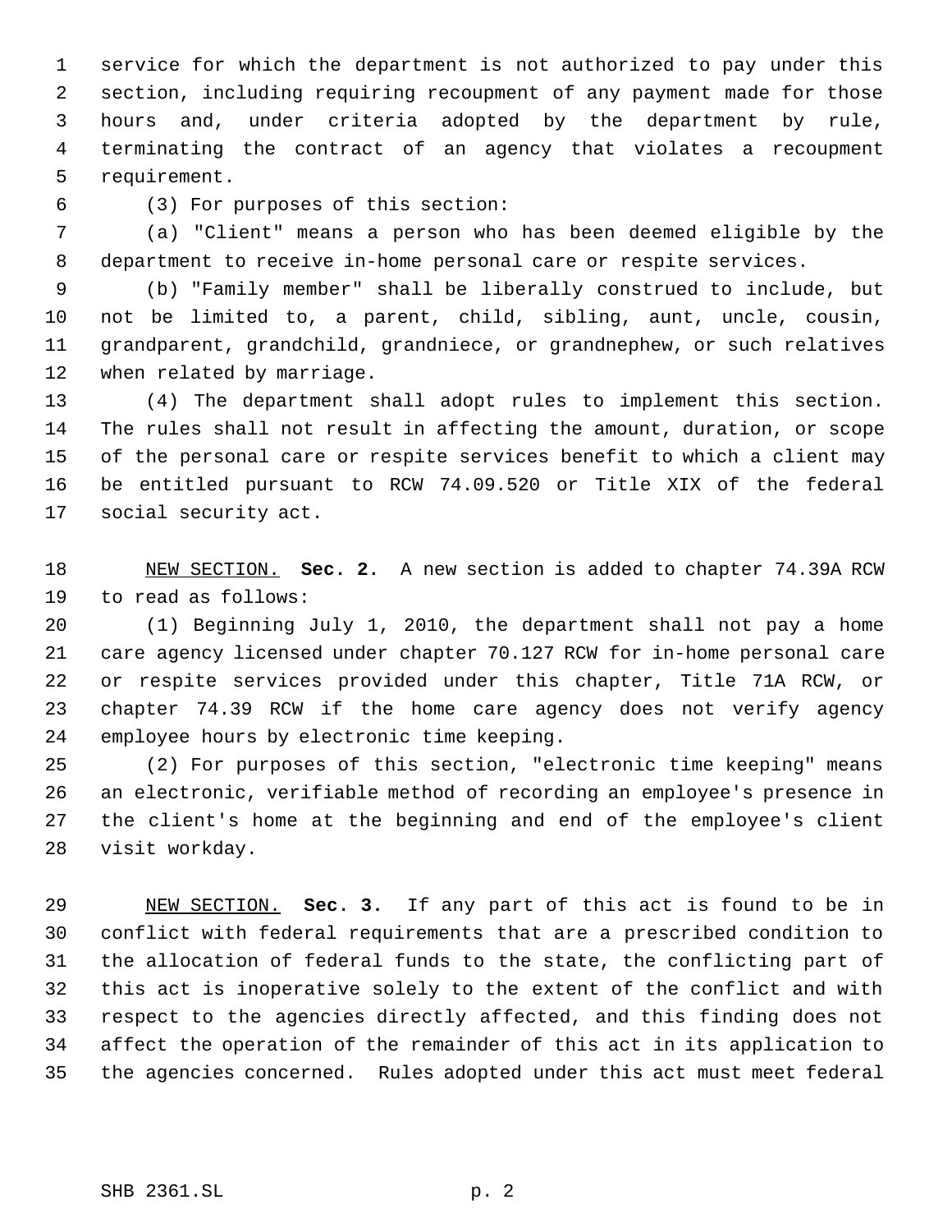service for which the department is not authorized to pay under this section, including requiring recoupment of any payment made for those hours and, under criteria adopted by the department by rule, terminating the contract of an agency that violates a recoupment requirement.

(3) For purposes of this section:

(a) "Client" means a person who has been deemed eligible by the department to receive in-home personal care or respite services.

(b) "Family member" shall be liberally construed to include, but not be limited to, a parent, child, sibling, aunt, uncle, cousin, grandparent, grandchild, grandniece, or grandnephew, or such relatives when related by marriage.

(4) The department shall adopt rules to implement this section. The rules shall not result in affecting the amount, duration, or scope of the personal care or respite services benefit to which a client may be entitled pursuant to RCW 74.09.520 or Title XIX of the federal social security act.

NEW SECTION. **Sec. 2.** A new section is added to chapter 74.39A RCW to read as follows:

(1) Beginning July 1, 2010, the department shall not pay a home care agency licensed under chapter 70.127 RCW for in-home personal care or respite services provided under this chapter, Title 71A RCW, or chapter 74.39 RCW if the home care agency does not verify agency employee hours by electronic time keeping.

(2) For purposes of this section, "electronic time keeping" means an electronic, verifiable method of recording an employee's presence in the client's home at the beginning and end of the employee's client visit workday.

NEW SECTION. **Sec. 3.** If any part of this act is found to be in conflict with federal requirements that are a prescribed condition to the allocation of federal funds to the state, the conflicting part of this act is inoperative solely to the extent of the conflict and with respect to the agencies directly affected, and this finding does not affect the operation of the remainder of this act in its application to the agencies concerned. Rules adopted under this act must meet federal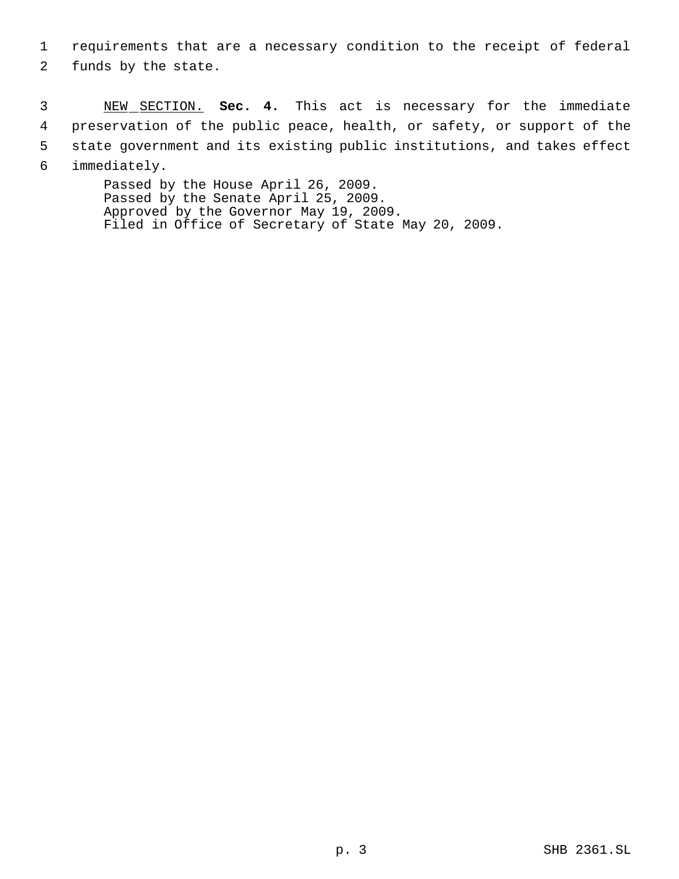requirements that are a necessary condition to the receipt of federal funds by the state.

NEW SECTION. **Sec. 4.** This act is necessary for the immediate preservation of the public peace, health, or safety, or support of the state government and its existing public institutions, and takes effect immediately.

Passed by the House April 26, 2009.
Passed by the Senate April 25, 2009.
Approved by the Governor May 19, 2009.
Filed in Office of Secretary of State May 20, 2009.